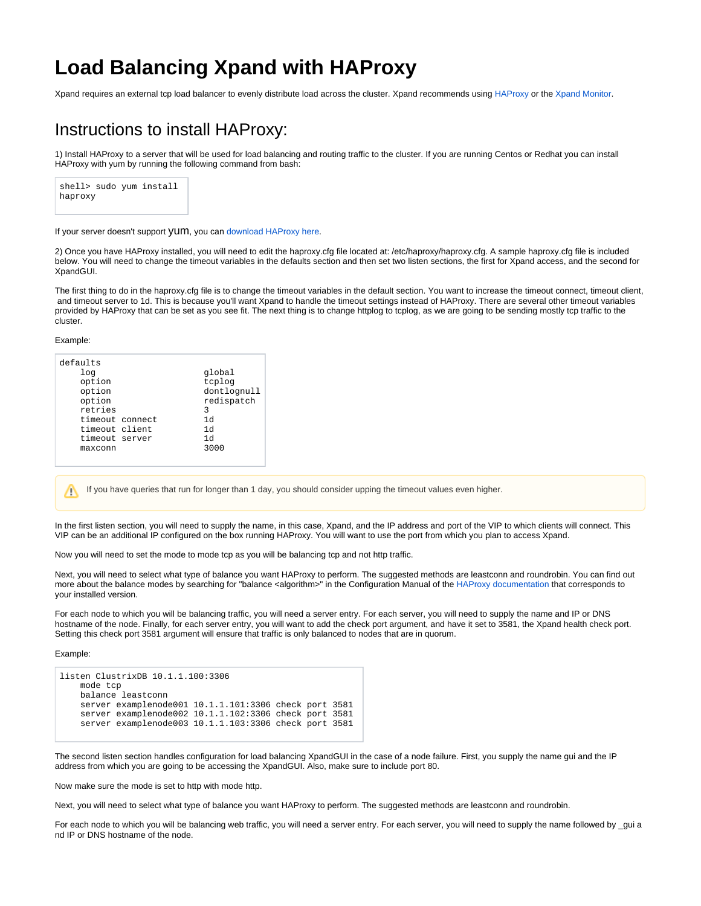# Load Balancing Xpand with HAProxy

Xpand requires an external tcp load balancer to evenly distribute load across the cluster. Xpand recommends using HAProxy or the Xpand Monitor.

## Instructions to install HAProxy:

1) Install HAProxy to a server that will be used for load balancing and routing traffic to the cluster. If you are running Centos or Redhat you can install HAProxy with yum by running the following command from bash:

```
shell> sudo yum install
haproxy
```

If your server doesn't support yum, you can download HAProxy here.

2) Once you have HAProxy installed, you will need to edit the haproxy.cfg file located at: /etc/haproxy/haproxy.cfg. A sample haproxy.cfg file is included below. You will need to change the timeout variables in the defaults section and then set two listen sections, the first for Xpand access, and the second for XpandGUI.

The first thing to do in the haproxy.cfg file is to change the timeout variables in the default section. You want to increase the timeout connect, timeout client, and timeout server to 1d. This is because you'll want Xpand to handle the timeout settings instead of HAProxy. There are several other timeout variables provided by HAProxy that can be set as you see fit. The next thing is to change httplog to tcplog, as we are going to be sending mostly tcp traffic to the cluster.

Example:

```
defaults
    log                     global
    option                  tcplog
    option                  dontlognull
    option                  redispatch
    retries                 3
    timeout connect         1d
    timeout client          1d
    timeout server          1d
    maxconn                 3000
```

> If you have queries that run for longer than 1 day, you should consider upping the timeout values even higher.

In the first listen section, you will need to supply the name, in this case, Xpand, and the IP address and port of the VIP to which clients will connect. This VIP can be an additional IP configured on the box running HAProxy. You will want to use the port from which you plan to access Xpand.

Now you will need to set the mode to mode tcp as you will be balancing tcp and not http traffic.

Next, you will need to select what type of balance you want HAProxy to perform. The suggested methods are leastconn and roundrobin. You can find out more about the balance modes by searching for "balance <algorithm>" in the Configuration Manual of the HAProxy documentation that corresponds to your installed version.

For each node to which you will be balancing traffic, you will need a server entry. For each server, you will need to supply the name and IP or DNS hostname of the node. Finally, for each server entry, you will want to add the check port argument, and have it set to 3581, the Xpand health check port. Setting this check port 3581 argument will ensure that traffic is only balanced to nodes that are in quorum.

Example:

```
listen ClustrixDB 10.1.1.100:3306
    mode tcp
    balance leastconn
    server examplenode001 10.1.1.101:3306 check port 3581
    server examplenode002 10.1.1.102:3306 check port 3581
    server examplenode003 10.1.1.103:3306 check port 3581
```

The second listen section handles configuration for load balancing XpandGUI in the case of a node failure. First, you supply the name gui and the IP address from which you are going to be accessing the XpandGUI. Also, make sure to include port 80.

Now make sure the mode is set to http with mode http.

Next, you will need to select what type of balance you want HAProxy to perform. The suggested methods are leastconn and roundrobin.

For each node to which you will be balancing web traffic, you will need a server entry. For each server, you will need to supply the name followed by _gui and IP or DNS hostname of the node.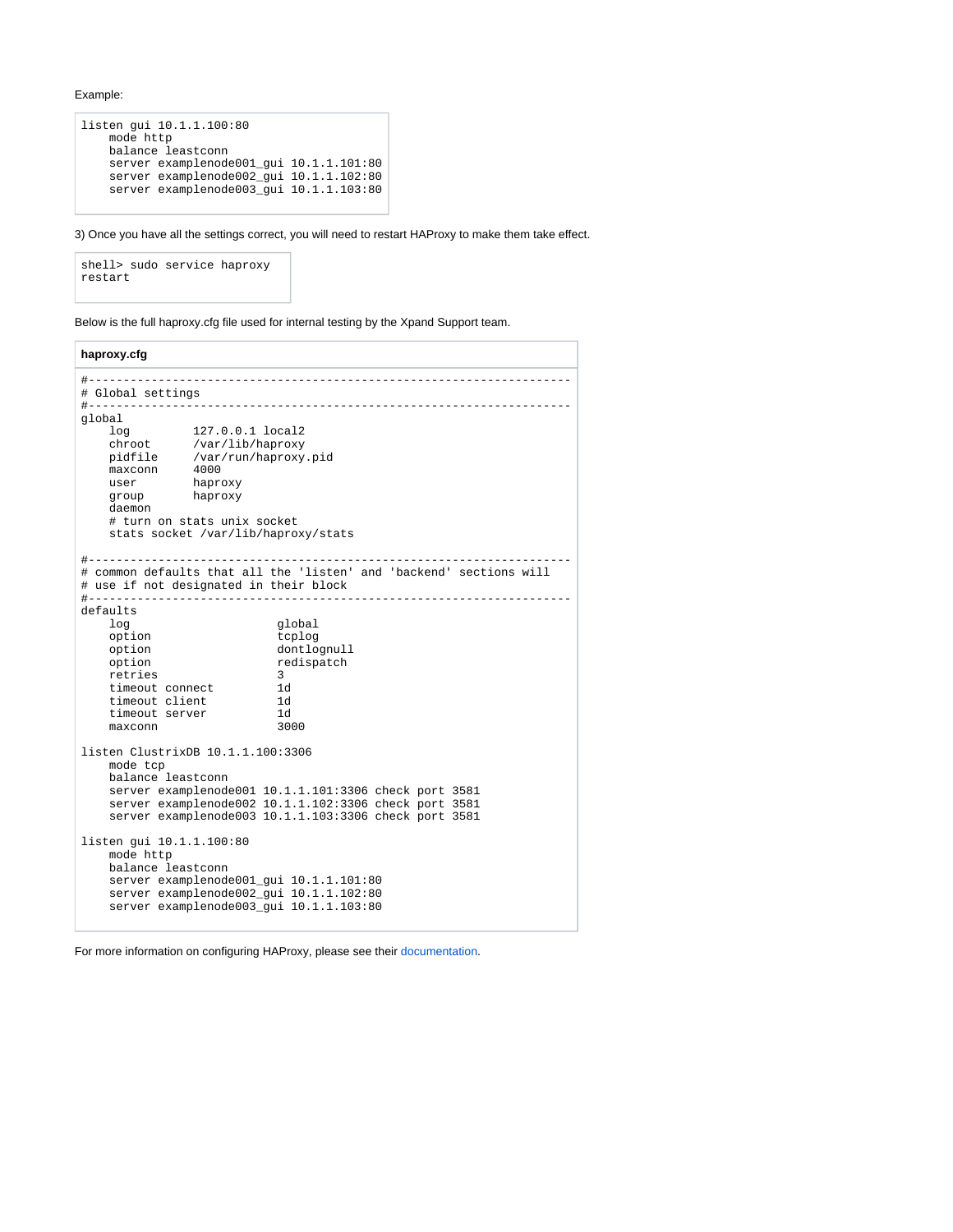Example:

```
listen gui 10.1.1.100:80
    mode http
    balance leastconn
    server examplenode001_gui 10.1.1.101:80
    server examplenode002_gui 10.1.1.102:80
    server examplenode003_gui 10.1.1.103:80
```

3) Once you have all the settings correct, you will need to restart HAProxy to make them take effect.

```
shell> sudo service haproxy
restart
```

Below is the full haproxy.cfg file used for internal testing by the Xpand Support team.

**haproxy.cfg**

```
#---------------------------------------------------------------------
# Global settings
#---------------------------------------------------------------------
global
    log         127.0.0.1 local2
    chroot      /var/lib/haproxy
    pidfile     /var/run/haproxy.pid
    maxconn     4000
    user        haproxy
    group       haproxy
    daemon
    # turn on stats unix socket
    stats socket /var/lib/haproxy/stats

#---------------------------------------------------------------------
# common defaults that all the 'listen' and 'backend' sections will
# use if not designated in their block
#---------------------------------------------------------------------
defaults
    log                     global
    option                  tcplog
    option                  dontlognull
    option                  redispatch
    retries                 3
    timeout connect         1d
    timeout client          1d
    timeout server          1d
    maxconn                 3000

listen ClustrixDB 10.1.1.100:3306
    mode tcp
    balance leastconn
    server examplenode001 10.1.1.101:3306 check port 3581
    server examplenode002 10.1.1.102:3306 check port 3581
    server examplenode003 10.1.1.103:3306 check port 3581

listen gui 10.1.1.100:80
    mode http
    balance leastconn
    server examplenode001_gui 10.1.1.101:80
    server examplenode002_gui 10.1.1.102:80
    server examplenode003_gui 10.1.1.103:80
```

For more information on configuring HAProxy, please see their documentation.